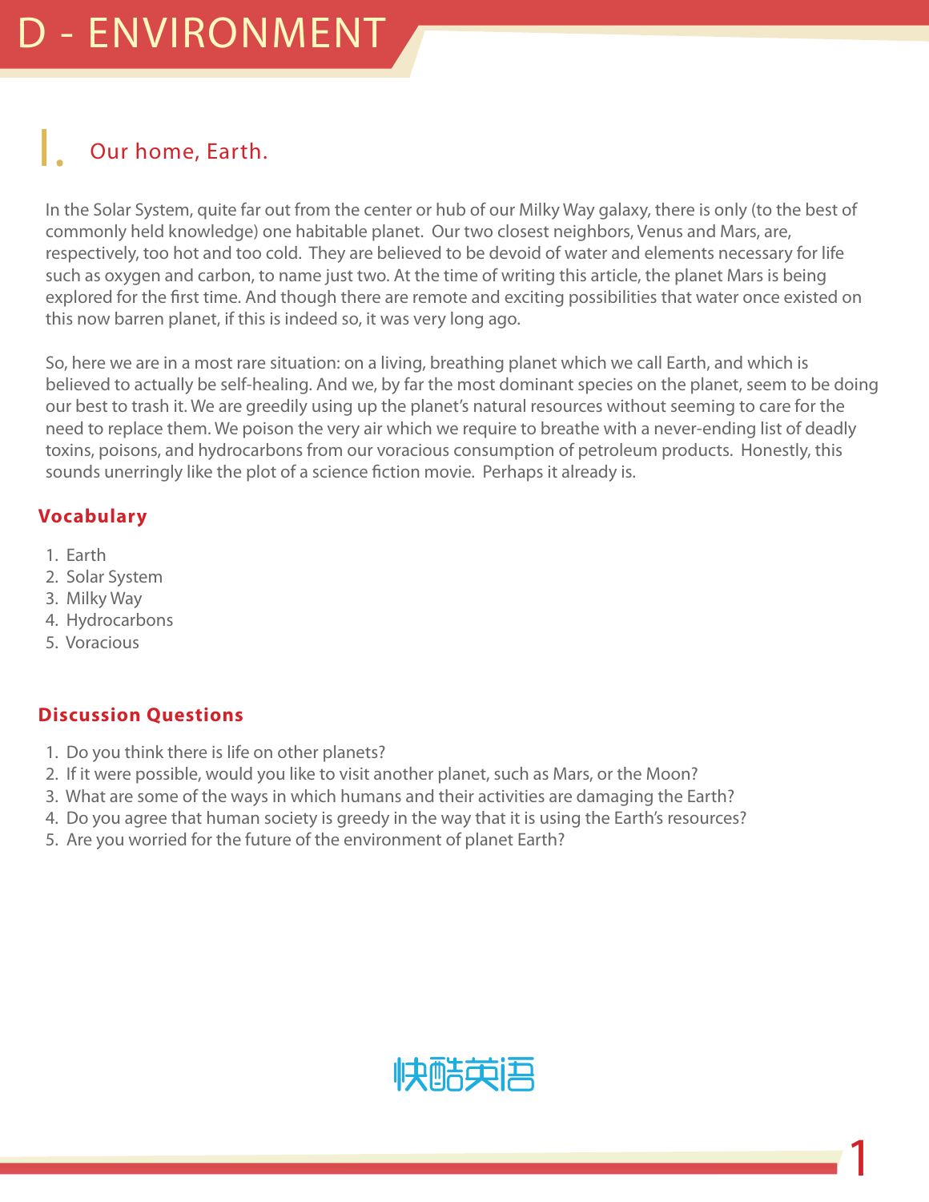# D - ENVIRONMENT

## I. Our home, Earth.

In the Solar System, quite far out from the center or hub of our Milky Way galaxy, there is only (to the best of commonly held knowledge) one habitable planet. Our two closest neighbors, Venus and Mars, are, respectively, too hot and too cold. They are believed to be devoid of water and elements necessary for life such as oxygen and carbon, to name just two. At the time of writing this article, the planet Mars is being explored for the first time. And though there are remote and exciting possibilities that water once existed on this now barren planet, if this is indeed so, it was very long ago.

So, here we are in a most rare situation: on a living, breathing planet which we call Earth, and which is believed to actually be self-healing. And we, by far the most dominant species on the planet, seem to be doing our best to trash it. We are greedily using up the planet's natural resources without seeming to care for the need to replace them. We poison the very air which we require to breathe with a never-ending list of deadly toxins, poisons, and hydrocarbons from our voracious consumption of petroleum products. Honestly, this sounds unerringly like the plot of a science fiction movie. Perhaps it already is.

### Vocabulary

1. Earth
2. Solar System
3. Milky Way
4. Hydrocarbons
5. Voracious

### Discussion Questions

1. Do you think there is life on other planets?
2. If it were possible, would you like to visit another planet, such as Mars, or the Moon?
3. What are some of the ways in which humans and their activities are damaging the Earth?
4. Do you agree that human society is greedy in the way that it is using the Earth's resources?
5. Are you worried for the future of the environment of planet Earth?

快酷英语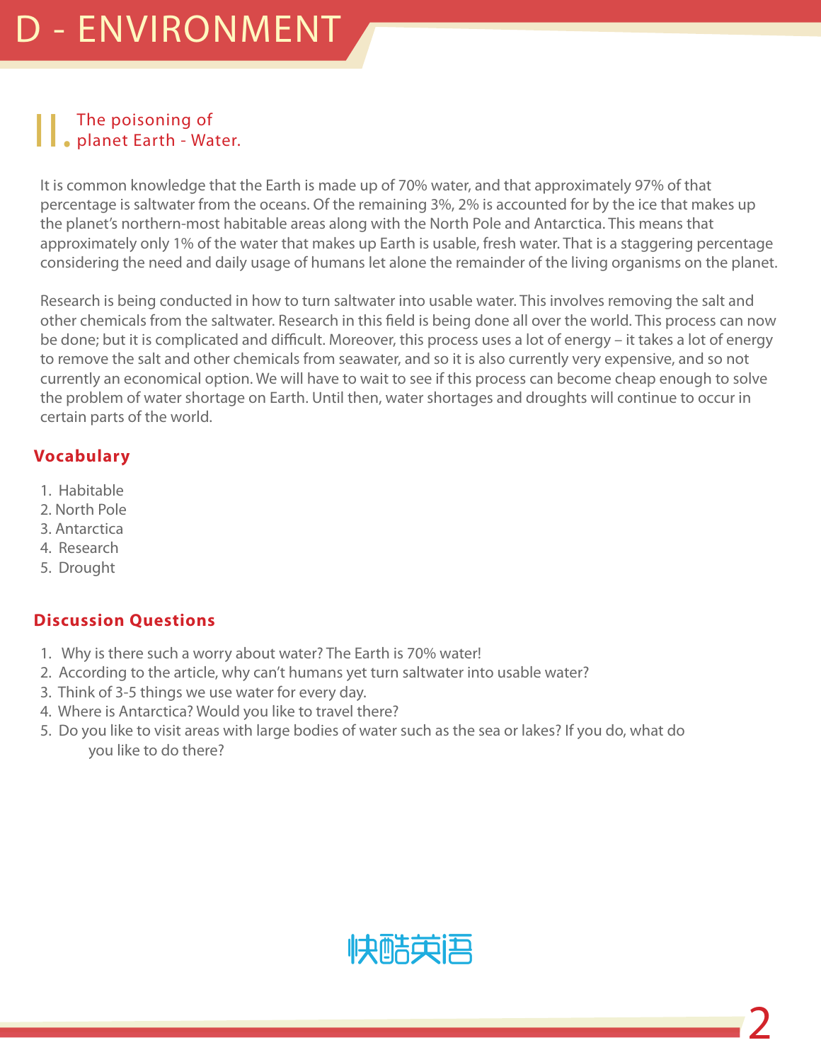# D - ENVIRONMENT

## II. The poisoning of planet Earth - Water.

It is common knowledge that the Earth is made up of 70% water, and that approximately 97% of that percentage is saltwater from the oceans. Of the remaining 3%, 2% is accounted for by the ice that makes up the planet's northern-most habitable areas along with the North Pole and Antarctica. This means that approximately only 1% of the water that makes up Earth is usable, fresh water. That is a staggering percentage considering the need and daily usage of humans let alone the remainder of the living organisms on the planet.

Research is being conducted in how to turn saltwater into usable water. This involves removing the salt and other chemicals from the saltwater. Research in this field is being done all over the world. This process can now be done; but it is complicated and difficult. Moreover, this process uses a lot of energy – it takes a lot of energy to remove the salt and other chemicals from seawater, and so it is also currently very expensive, and so not currently an economical option. We will have to wait to see if this process can become cheap enough to solve the problem of water shortage on Earth. Until then, water shortages and droughts will continue to occur in certain parts of the world.

### Vocabulary

1. Habitable
2. North Pole
3. Antarctica
4. Research
5. Drought

### Discussion Questions

1. Why is there such a worry about water? The Earth is 70% water!
2. According to the article, why can't humans yet turn saltwater into usable water?
3. Think of 3-5 things we use water for every day.
4. Where is Antarctica? Would you like to travel there?
5. Do you like to visit areas with large bodies of water such as the sea or lakes? If you do, what do you like to do there?

快酷英语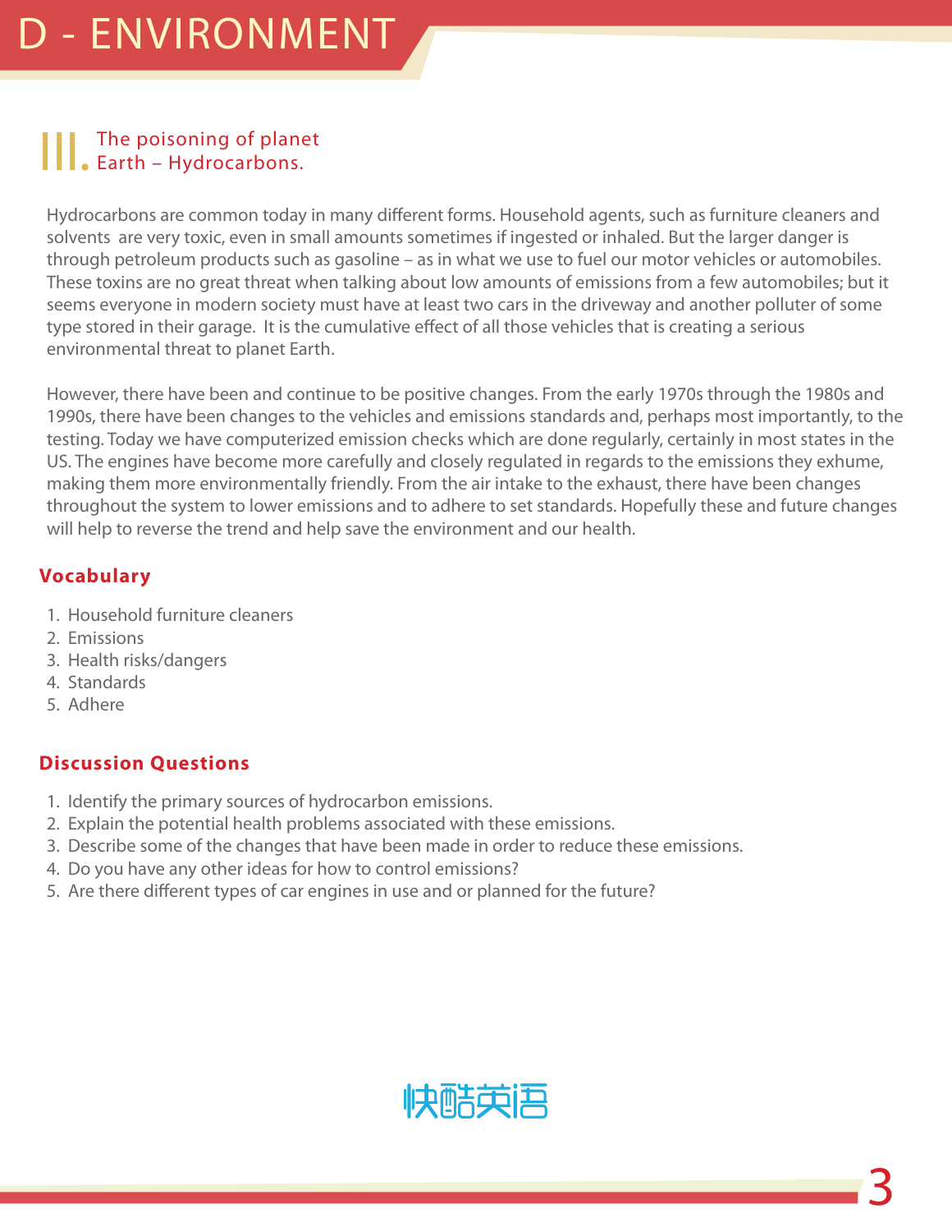# D - ENVIRONMENT

## III. The poisoning of planet Earth – Hydrocarbons.

Hydrocarbons are common today in many different forms. Household agents, such as furniture cleaners and solvents are very toxic, even in small amounts sometimes if ingested or inhaled. But the larger danger is through petroleum products such as gasoline – as in what we use to fuel our motor vehicles or automobiles. These toxins are no great threat when talking about low amounts of emissions from a few automobiles; but it seems everyone in modern society must have at least two cars in the driveway and another polluter of some type stored in their garage. It is the cumulative effect of all those vehicles that is creating a serious environmental threat to planet Earth.

However, there have been and continue to be positive changes. From the early 1970s through the 1980s and 1990s, there have been changes to the vehicles and emissions standards and, perhaps most importantly, to the testing. Today we have computerized emission checks which are done regularly, certainly in most states in the US. The engines have become more carefully and closely regulated in regards to the emissions they exhume, making them more environmentally friendly. From the air intake to the exhaust, there have been changes throughout the system to lower emissions and to adhere to set standards. Hopefully these and future changes will help to reverse the trend and help save the environment and our health.

### Vocabulary

1. Household furniture cleaners
2. Emissions
3. Health risks/dangers
4. Standards
5. Adhere

### Discussion Questions

1. Identify the primary sources of hydrocarbon emissions.
2. Explain the potential health problems associated with these emissions.
3. Describe some of the changes that have been made in order to reduce these emissions.
4. Do you have any other ideas for how to control emissions?
5. Are there different types of car engines in use and or planned for the future?

快酷英语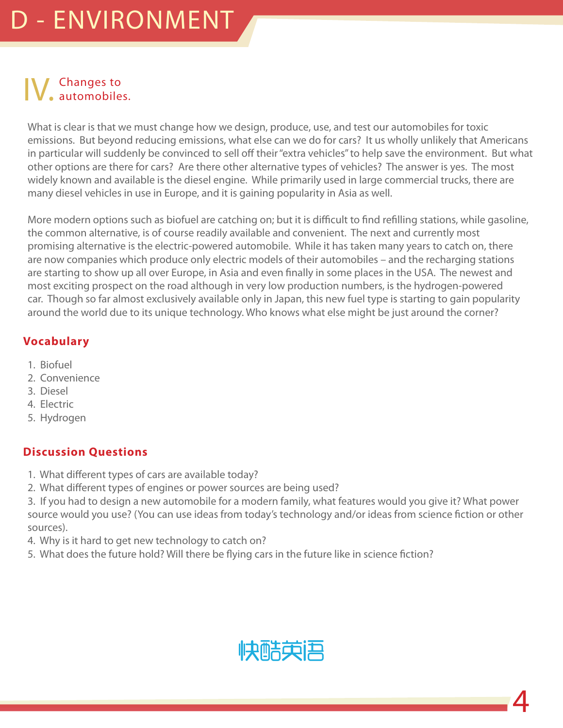# D - ENVIRONMENT

## IV. Changes to automobiles.

What is clear is that we must change how we design, produce, use, and test our automobiles for toxic emissions. But beyond reducing emissions, what else can we do for cars? It us wholly unlikely that Americans in particular will suddenly be convinced to sell off their "extra vehicles" to help save the environment. But what other options are there for cars? Are there other alternative types of vehicles? The answer is yes. The most widely known and available is the diesel engine. While primarily used in large commercial trucks, there are many diesel vehicles in use in Europe, and it is gaining popularity in Asia as well.

More modern options such as biofuel are catching on; but it is difficult to find refilling stations, while gasoline, the common alternative, is of course readily available and convenient. The next and currently most promising alternative is the electric-powered automobile. While it has taken many years to catch on, there are now companies which produce only electric models of their automobiles – and the recharging stations are starting to show up all over Europe, in Asia and even finally in some places in the USA. The newest and most exciting prospect on the road although in very low production numbers, is the hydrogen-powered car. Though so far almost exclusively available only in Japan, this new fuel type is starting to gain popularity around the world due to its unique technology. Who knows what else might be just around the corner?

### Vocabulary

1. Biofuel
2. Convenience
3. Diesel
4. Electric
5. Hydrogen

### Discussion Questions

1. What different types of cars are available today?
2. What different types of engines or power sources are being used?
3. If you had to design a new automobile for a modern family, what features would you give it? What power source would you use? (You can use ideas from today's technology and/or ideas from science fiction or other sources).
4. Why is it hard to get new technology to catch on?
5. What does the future hold? Will there be flying cars in the future like in science fiction?

快酷英语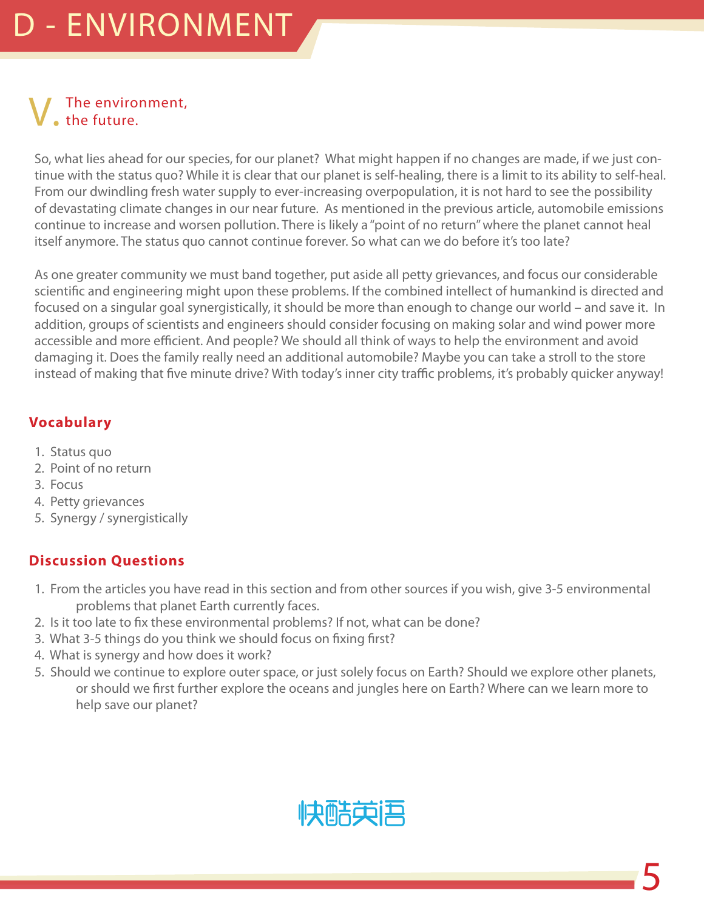# D - ENVIRONMENT

## V. The environment, the future.

So, what lies ahead for our species, for our planet? What might happen if no changes are made, if we just continue with the status quo? While it is clear that our planet is self-healing, there is a limit to its ability to self-heal. From our dwindling fresh water supply to ever-increasing overpopulation, it is not hard to see the possibility of devastating climate changes in our near future. As mentioned in the previous article, automobile emissions continue to increase and worsen pollution. There is likely a "point of no return" where the planet cannot heal itself anymore. The status quo cannot continue forever. So what can we do before it's too late?

As one greater community we must band together, put aside all petty grievances, and focus our considerable scientific and engineering might upon these problems. If the combined intellect of humankind is directed and focused on a singular goal synergistically, it should be more than enough to change our world – and save it. In addition, groups of scientists and engineers should consider focusing on making solar and wind power more accessible and more efficient. And people? We should all think of ways to help the environment and avoid damaging it. Does the family really need an additional automobile? Maybe you can take a stroll to the store instead of making that five minute drive? With today's inner city traffic problems, it's probably quicker anyway!

### Vocabulary

1. Status quo
2. Point of no return
3. Focus
4. Petty grievances
5. Synergy / synergistically

### Discussion Questions

1. From the articles you have read in this section and from other sources if you wish, give 3-5 environmental problems that planet Earth currently faces.
2. Is it too late to fix these environmental problems? If not, what can be done?
3. What 3-5 things do you think we should focus on fixing first?
4. What is synergy and how does it work?
5. Should we continue to explore outer space, or just solely focus on Earth? Should we explore other planets, or should we first further explore the oceans and jungles here on Earth? Where can we learn more to help save our planet?

快酷英语